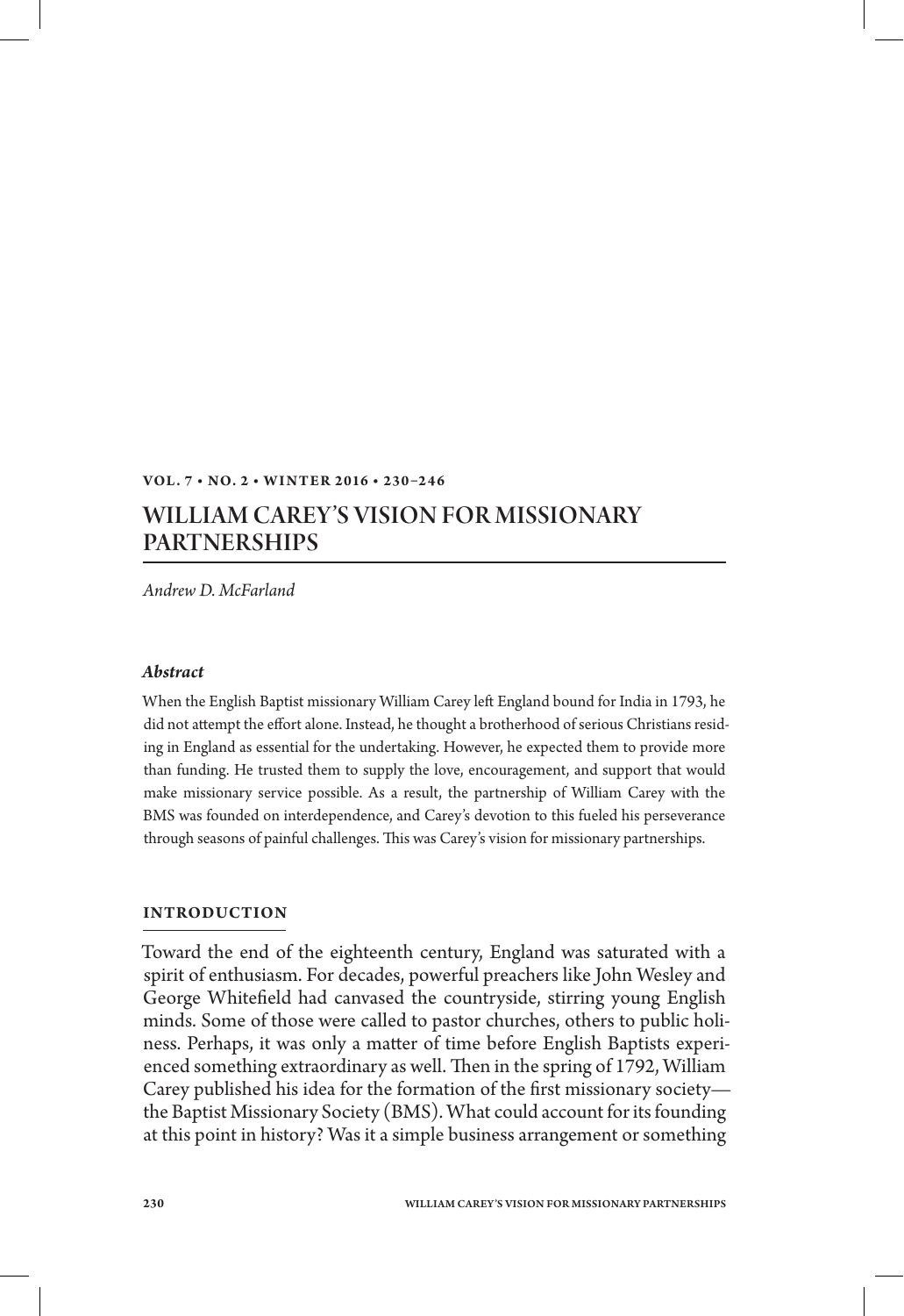# WILLIAM CAREY'S VISION FOR MISSIONARY PARTNERSHIPS

*Andrew D. McFarland*

### *Abstract*

When the English Baptist missionary William Carey left England bound for India in 1793, he did not attempt the effort alone. Instead, he thought a brotherhood of serious Christians residing in England as essential for the undertaking. However, he expected them to provide more than funding. He trusted them to supply the love, encouragement, and support that would make missionary service possible. As a result, the partnership of William Carey with the BMS was founded on interdependence, and Carey's devotion to this fueled his perseverance through seasons of painful challenges. This was Carey's vision for missionary partnerships.

## INTRODUCTION

Toward the end of the eighteenth century, England was saturated with a spirit of enthusiasm. For decades, powerful preachers like John Wesley and George Whitefield had canvased the countryside, stirring young English minds. Some of those were called to pastor churches, others to public holiness. Perhaps, it was only a matter of time before English Baptists experienced something extraordinary as well. Then in the spring of 1792, William Carey published his idea for the formation of the first missionary society—the Baptist Missionary Society (BMS). What could account for its founding at this point in history? Was it a simple business arrangement or something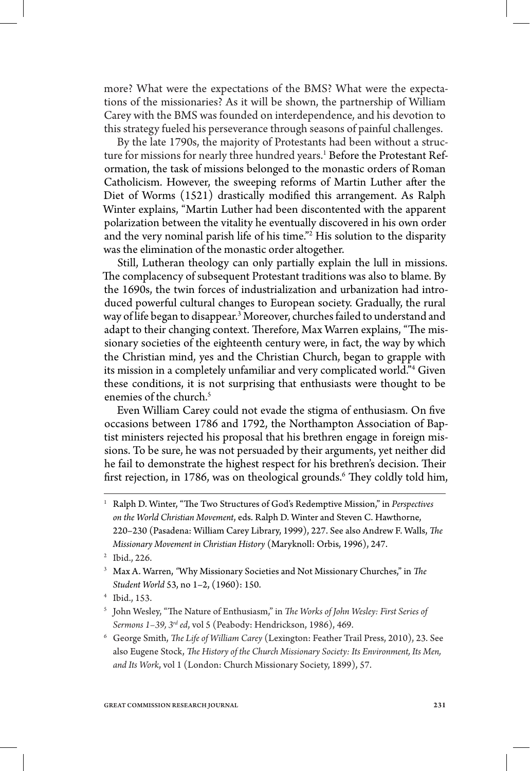more? What were the expectations of the BMS? What were the expectations of the missionaries? As it will be shown, the partnership of William Carey with the BMS was founded on interdependence, and his devotion to this strategy fueled his perseverance through seasons of painful challenges.

By the late 1790s, the majority of Protestants had been without a structure for missions for nearly three hundred years.[1] Before the Protestant Reformation, the task of missions belonged to the monastic orders of Roman Catholicism. However, the sweeping reforms of Martin Luther after the Diet of Worms (1521) drastically modified this arrangement. As Ralph Winter explains, "Martin Luther had been discontented with the apparent polarization between the vitality he eventually discovered in his own order and the very nominal parish life of his time."[2] His solution to the disparity was the elimination of the monastic order altogether.

Still, Lutheran theology can only partially explain the lull in missions. The complacency of subsequent Protestant traditions was also to blame. By the 1690s, the twin forces of industrialization and urbanization had introduced powerful cultural changes to European society. Gradually, the rural way of life began to disappear.[3] Moreover, churches failed to understand and adapt to their changing context. Therefore, Max Warren explains, "The missionary societies of the eighteenth century were, in fact, the way by which the Christian mind, yes and the Christian Church, began to grapple with its mission in a completely unfamiliar and very complicated world."[4] Given these conditions, it is not surprising that enthusiasts were thought to be enemies of the church.[5]

Even William Carey could not evade the stigma of enthusiasm. On five occasions between 1786 and 1792, the Northampton Association of Baptist ministers rejected his proposal that his brethren engage in foreign missions. To be sure, he was not persuaded by their arguments, yet neither did he fail to demonstrate the highest respect for his brethren's decision. Their first rejection, in 1786, was on theological grounds.[6] They coldly told him,

---

[1] Ralph D. Winter, "The Two Structures of God's Redemptive Mission," in *Perspectives on the World Christian Movement*, eds. Ralph D. Winter and Steven C. Hawthorne, 220–230 (Pasadena: William Carey Library, 1999), 227. See also Andrew F. Walls, *The Missionary Movement in Christian History* (Maryknoll: Orbis, 1996), 247.

[2] Ibid., 226.

[3] Max A. Warren, "Why Missionary Societies and Not Missionary Churches," in *The Student World* 53, no 1–2, (1960): 150.

[4] Ibid., 153.

[5] John Wesley, "The Nature of Enthusiasm," in *The Works of John Wesley: First Series of Sermons 1–39, 3rd ed*, vol 5 (Peabody: Hendrickson, 1986), 469.

[6] George Smith, *The Life of William Carey* (Lexington: Feather Trail Press, 2010), 23. See also Eugene Stock, *The History of the Church Missionary Society: Its Environment, Its Men, and Its Work*, vol 1 (London: Church Missionary Society, 1899), 57.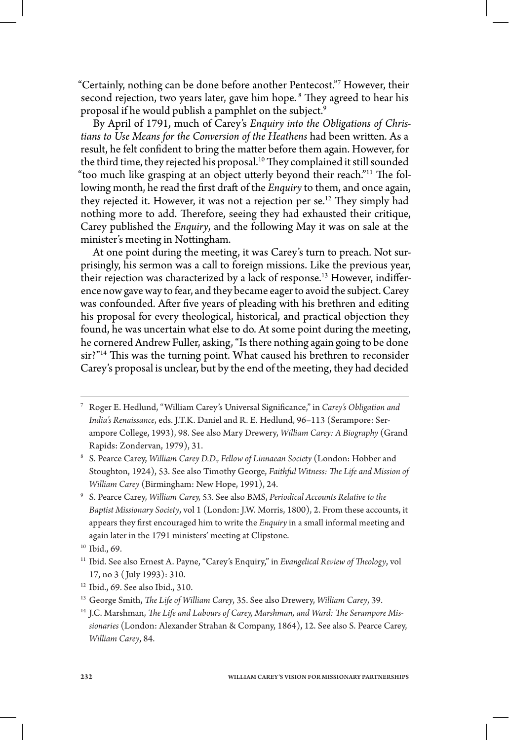"Certainly, nothing can be done before another Pentecost."[7] However, their second rejection, two years later, gave him hope. [8] They agreed to hear his proposal if he would publish a pamphlet on the subject.[9]

By April of 1791, much of Carey's *Enquiry into the Obligations of Christians to Use Means for the Conversion of the Heathens* had been written. As a result, he felt confident to bring the matter before them again. However, for the third time, they rejected his proposal.[10] They complained it still sounded "too much like grasping at an object utterly beyond their reach."[11] The following month, he read the first draft of the *Enquiry* to them, and once again, they rejected it. However, it was not a rejection per se.[12] They simply had nothing more to add. Therefore, seeing they had exhausted their critique, Carey published the *Enquiry*, and the following May it was on sale at the minister's meeting in Nottingham.

At one point during the meeting, it was Carey's turn to preach. Not surprisingly, his sermon was a call to foreign missions. Like the previous year, their rejection was characterized by a lack of response.[13] However, indifference now gave way to fear, and they became eager to avoid the subject. Carey was confounded. After five years of pleading with his brethren and editing his proposal for every theological, historical, and practical objection they found, he was uncertain what else to do. At some point during the meeting, he cornered Andrew Fuller, asking, "Is there nothing again going to be done sir?"[14] This was the turning point. What caused his brethren to reconsider Carey's proposal is unclear, but by the end of the meeting, they had decided

---

[7] Roger E. Hedlund, "William Carey's Universal Significance," in *Carey's Obligation and India's Renaissance*, eds. J.T.K. Daniel and R. E. Hedlund, 96–113 (Serampore: Serampore College, 1993), 98. See also Mary Drewery, *William Carey: A Biography* (Grand Rapids: Zondervan, 1979), 31.

[8] S. Pearce Carey, *William Carey D.D., Fellow of Linnaean Society* (London: Hobber and Stoughton, 1924), 53. See also Timothy George, *Faithful Witness: The Life and Mission of William Carey* (Birmingham: New Hope, 1991), 24.

[9] S. Pearce Carey, *William Carey,* 53*.* See also BMS, *Periodical Accounts Relative to the Baptist Missionary Society*, vol 1 (London: J.W. Morris, 1800), 2. From these accounts, it appears they first encouraged him to write the *Enquiry* in a small informal meeting and again later in the 1791 ministers' meeting at Clipstone.

[10] Ibid., 69.

[11] Ibid. See also Ernest A. Payne, "Carey's Enquiry," in *Evangelical Review of Theology*, vol 17, no 3 (July 1993): 310.

[12] Ibid., 69. See also Ibid., 310.

[13] George Smith, *The Life of William Carey*, 35. See also Drewery, *William Carey*, 39.

[14] J.C. Marshman, *The Life and Labours of Carey, Marshman, and Ward: The Serampore Missionaries* (London: Alexander Strahan & Company, 1864), 12. See also S. Pearce Carey, *William Carey*, 84.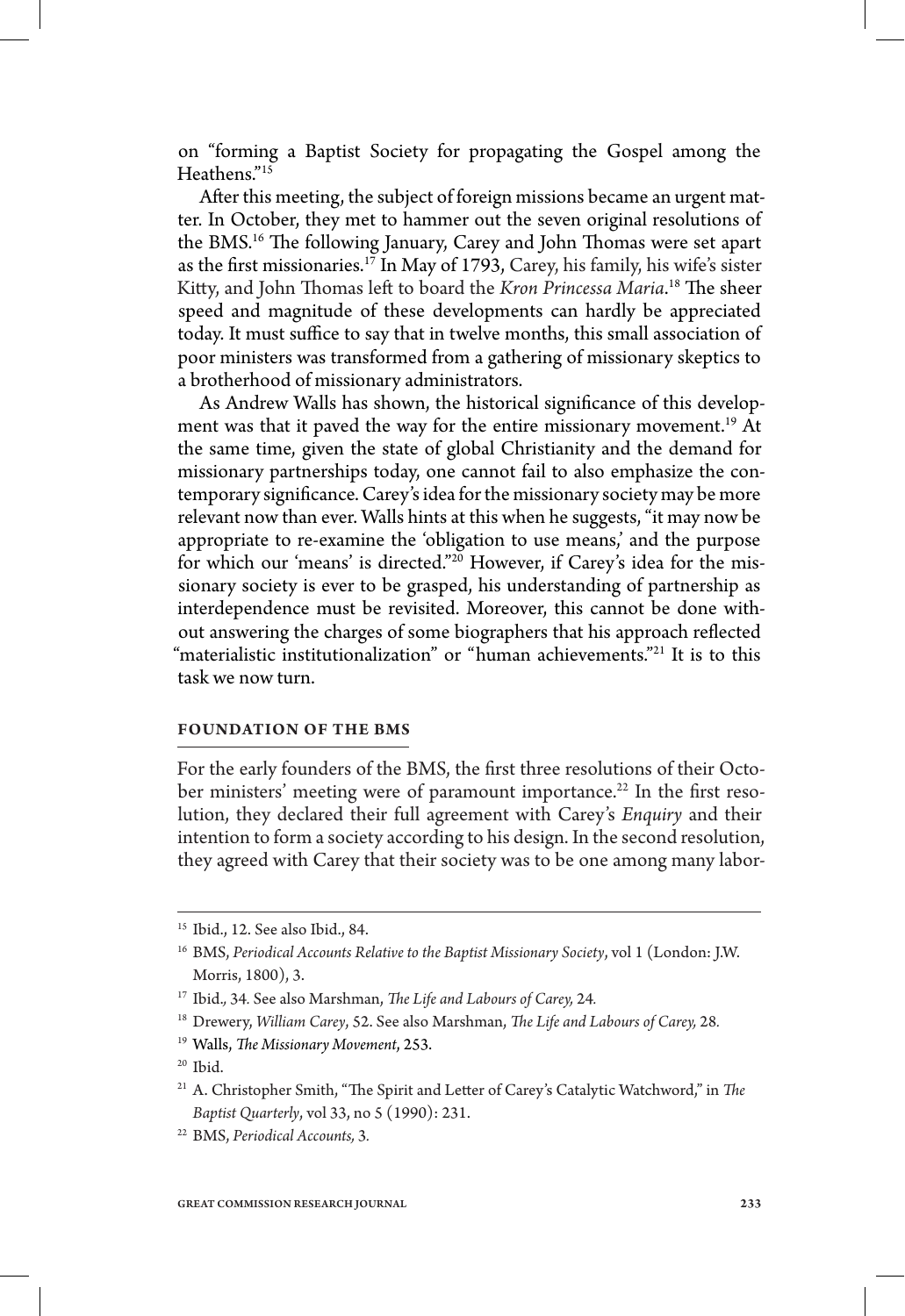on "forming a Baptist Society for propagating the Gospel among the Heathens."[15]

After this meeting, the subject of foreign missions became an urgent matter. In October, they met to hammer out the seven original resolutions of the BMS.[16] The following January, Carey and John Thomas were set apart as the first missionaries.[17] In May of 1793, Carey, his family, his wife's sister Kitty, and John Thomas left to board the *Kron Princessa Maria*.[18] The sheer speed and magnitude of these developments can hardly be appreciated today. It must suffice to say that in twelve months, this small association of poor ministers was transformed from a gathering of missionary skeptics to a brotherhood of missionary administrators.

As Andrew Walls has shown, the historical significance of this development was that it paved the way for the entire missionary movement.[19] At the same time, given the state of global Christianity and the demand for missionary partnerships today, one cannot fail to also emphasize the contemporary significance. Carey's idea for the missionary society may be more relevant now than ever. Walls hints at this when he suggests, "it may now be appropriate to re-examine the 'obligation to use means,' and the purpose for which our 'means' is directed."[20] However, if Carey's idea for the missionary society is ever to be grasped, his understanding of partnership as interdependence must be revisited. Moreover, this cannot be done without answering the charges of some biographers that his approach reflected "materialistic institutionalization" or "human achievements."[21] It is to this task we now turn.

## FOUNDATION OF THE BMS

For the early founders of the BMS, the first three resolutions of their October ministers' meeting were of paramount importance.[22] In the first resolution, they declared their full agreement with Carey's *Enquiry* and their intention to form a society according to his design. In the second resolution, they agreed with Carey that their society was to be one among many labor-

---

[15] Ibid., 12. See also Ibid., 84.

[16] BMS, *Periodical Accounts Relative to the Baptist Missionary Society*, vol 1 (London: J.W. Morris, 1800), 3.

[17] Ibid., 34. See also Marshman, *The Life and Labours of Carey,* 24.

[18] Drewery, *William Carey*, 52. See also Marshman, *The Life and Labours of Carey,* 28.

[19] Walls, *The Missionary Movement*, 253.

[20] Ibid.

[21] A. Christopher Smith, "The Spirit and Letter of Carey's Catalytic Watchword," in *The Baptist Quarterly*, vol 33, no 5 (1990): 231.

[22] BMS, *Periodical Accounts,* 3.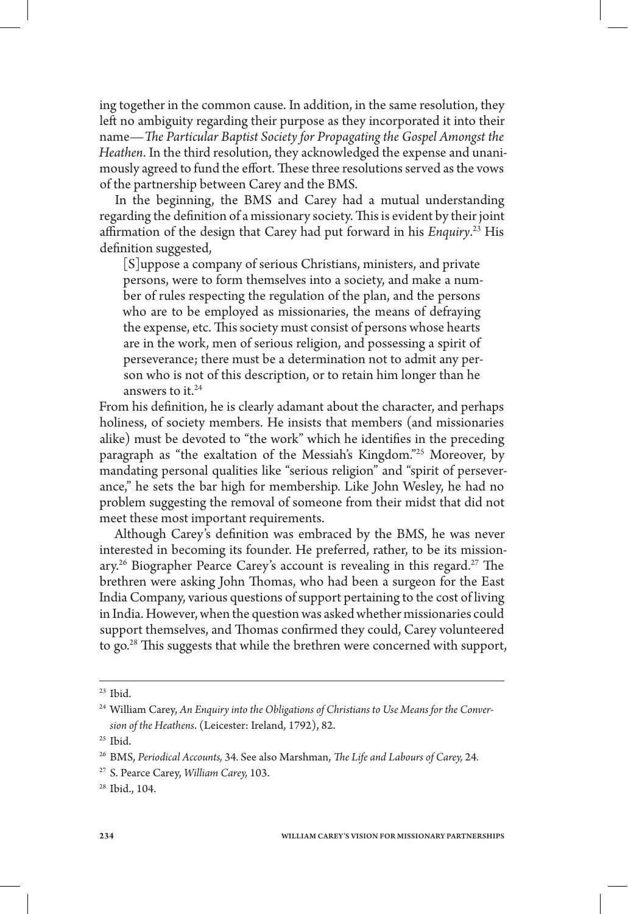ing together in the common cause. In addition, in the same resolution, they left no ambiguity regarding their purpose as they incorporated it into their name—*The Particular Baptist Society for Propagating the Gospel Amongst the Heathen*. In the third resolution, they acknowledged the expense and unanimously agreed to fund the effort. These three resolutions served as the vows of the partnership between Carey and the BMS.

In the beginning, the BMS and Carey had a mutual understanding regarding the definition of a missionary society. This is evident by their joint affirmation of the design that Carey had put forward in his *Enquiry*.[23] His definition suggested,

> [S]uppose a company of serious Christians, ministers, and private persons, were to form themselves into a society, and make a number of rules respecting the regulation of the plan, and the persons who are to be employed as missionaries, the means of defraying the expense, etc. This society must consist of persons whose hearts are in the work, men of serious religion, and possessing a spirit of perseverance; there must be a determination not to admit any person who is not of this description, or to retain him longer than he answers to it.[24]

From his definition, he is clearly adamant about the character, and perhaps holiness, of society members. He insists that members (and missionaries alike) must be devoted to "the work" which he identifies in the preceding paragraph as "the exaltation of the Messiah's Kingdom."[25] Moreover, by mandating personal qualities like "serious religion" and "spirit of perseverance," he sets the bar high for membership. Like John Wesley, he had no problem suggesting the removal of someone from their midst that did not meet these most important requirements.

Although Carey's definition was embraced by the BMS, he was never interested in becoming its founder. He preferred, rather, to be its missionary.[26] Biographer Pearce Carey's account is revealing in this regard.[27] The brethren were asking John Thomas, who had been a surgeon for the East India Company, various questions of support pertaining to the cost of living in India. However, when the question was asked whether missionaries could support themselves, and Thomas confirmed they could, Carey volunteered to go.[28] This suggests that while the brethren were concerned with support,

---

[23] Ibid.

[24] William Carey, *An Enquiry into the Obligations of Christians to Use Means for the Conversion of the Heathens*. (Leicester: Ireland, 1792), 82.

[25] Ibid.

[26] BMS, *Periodical Accounts,* 34. See also Marshman, *The Life and Labours of Carey,* 24.

[27] S. Pearce Carey, *William Carey,* 103.

[28] Ibid., 104.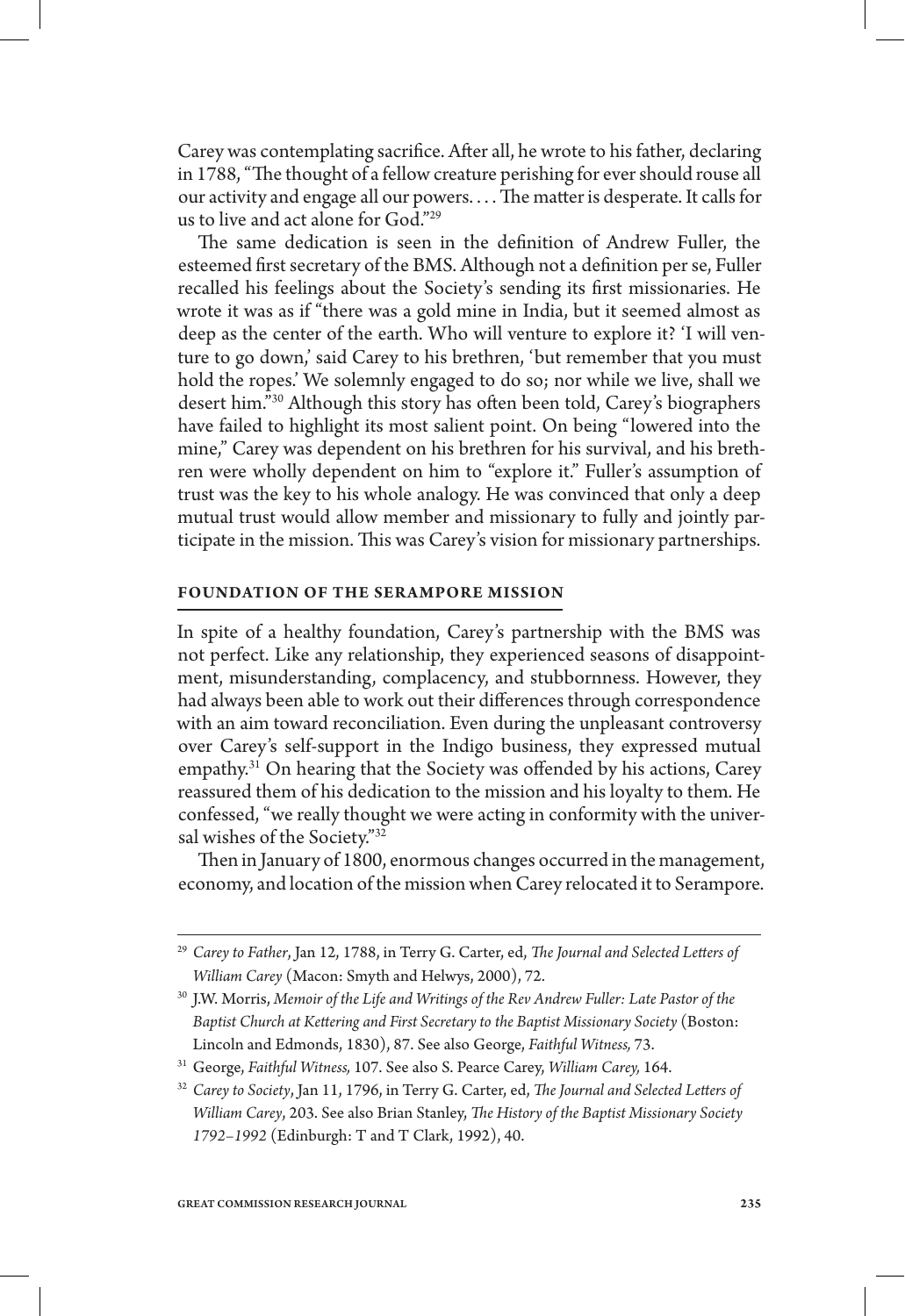Carey was contemplating sacrifice. After all, he wrote to his father, declaring in 1788, "The thought of a fellow creature perishing for ever should rouse all our activity and engage all our powers. . . . The matter is desperate. It calls for us to live and act alone for God."[29]

The same dedication is seen in the definition of Andrew Fuller, the esteemed first secretary of the BMS. Although not a definition per se, Fuller recalled his feelings about the Society's sending its first missionaries. He wrote it was as if "there was a gold mine in India, but it seemed almost as deep as the center of the earth. Who will venture to explore it? 'I will venture to go down,' said Carey to his brethren, 'but remember that you must hold the ropes.' We solemnly engaged to do so; nor while we live, shall we desert him."[30] Although this story has often been told, Carey's biographers have failed to highlight its most salient point. On being "lowered into the mine," Carey was dependent on his brethren for his survival, and his brethren were wholly dependent on him to "explore it." Fuller's assumption of trust was the key to his whole analogy. He was convinced that only a deep mutual trust would allow member and missionary to fully and jointly participate in the mission. This was Carey's vision for missionary partnerships.

## FOUNDATION OF THE SERAMPORE MISSION

In spite of a healthy foundation, Carey's partnership with the BMS was not perfect. Like any relationship, they experienced seasons of disappointment, misunderstanding, complacency, and stubbornness. However, they had always been able to work out their differences through correspondence with an aim toward reconciliation. Even during the unpleasant controversy over Carey's self-support in the Indigo business, they expressed mutual empathy.[31] On hearing that the Society was offended by his actions, Carey reassured them of his dedication to the mission and his loyalty to them. He confessed, "we really thought we were acting in conformity with the universal wishes of the Society."[32]

Then in January of 1800, enormous changes occurred in the management, economy, and location of the mission when Carey relocated it to Serampore.

---

[29] *Carey to Father*, Jan 12, 1788, in Terry G. Carter, ed, *The Journal and Selected Letters of William Carey* (Macon: Smyth and Helwys, 2000), 72.

[30] J.W. Morris, *Memoir of the Life and Writings of the Rev Andrew Fuller: Late Pastor of the Baptist Church at Kettering and First Secretary to the Baptist Missionary Society* (Boston: Lincoln and Edmonds, 1830), 87. See also George, *Faithful Witness,* 73.

[31] George, *Faithful Witness,* 107. See also S. Pearce Carey, *William Carey,* 164.

[32] *Carey to Society*, Jan 11, 1796, in Terry G. Carter, ed, *The Journal and Selected Letters of William Carey*, 203. See also Brian Stanley, *The History of the Baptist Missionary Society 1792–1992* (Edinburgh: T and T Clark, 1992), 40.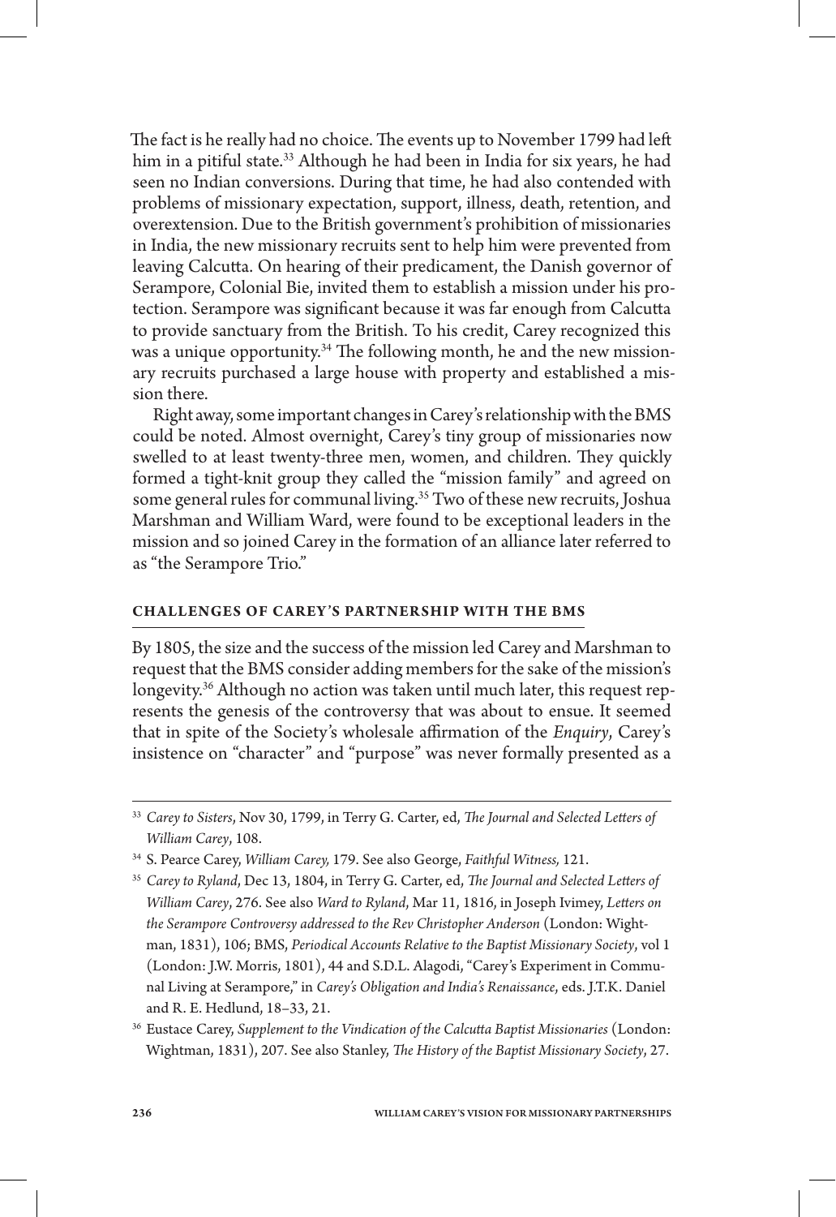The fact is he really had no choice. The events up to November 1799 had left him in a pitiful state.[33] Although he had been in India for six years, he had seen no Indian conversions. During that time, he had also contended with problems of missionary expectation, support, illness, death, retention, and overextension. Due to the British government's prohibition of missionaries in India, the new missionary recruits sent to help him were prevented from leaving Calcutta. On hearing of their predicament, the Danish governor of Serampore, Colonial Bie, invited them to establish a mission under his protection. Serampore was significant because it was far enough from Calcutta to provide sanctuary from the British. To his credit, Carey recognized this was a unique opportunity.[34] The following month, he and the new missionary recruits purchased a large house with property and established a mission there.

Right away, some important changes in Carey's relationship with the BMS could be noted. Almost overnight, Carey's tiny group of missionaries now swelled to at least twenty-three men, women, and children. They quickly formed a tight-knit group they called the "mission family" and agreed on some general rules for communal living.[35] Two of these new recruits, Joshua Marshman and William Ward, were found to be exceptional leaders in the mission and so joined Carey in the formation of an alliance later referred to as "the Serampore Trio."

## CHALLENGES OF CAREY'S PARTNERSHIP WITH THE BMS

By 1805, the size and the success of the mission led Carey and Marshman to request that the BMS consider adding members for the sake of the mission's longevity.[36] Although no action was taken until much later, this request represents the genesis of the controversy that was about to ensue. It seemed that in spite of the Society's wholesale affirmation of the *Enquiry*, Carey's insistence on "character" and "purpose" was never formally presented as a

---

[33] *Carey to Sisters*, Nov 30, 1799, in Terry G. Carter, ed, *The Journal and Selected Letters of William Carey*, 108.

[34] S. Pearce Carey, *William Carey,* 179. See also George, *Faithful Witness,* 121.

[35] *Carey to Ryland*, Dec 13, 1804, in Terry G. Carter, ed, *The Journal and Selected Letters of William Carey*, 276. See also *Ward to Ryland*, Mar 11, 1816, in Joseph Ivimey, *Letters on the Serampore Controversy addressed to the Rev Christopher Anderson* (London: Wightman, 1831), 106; BMS, *Periodical Accounts Relative to the Baptist Missionary Society*, vol 1 (London: J.W. Morris, 1801), 44 and S.D.L. Alagodi, "Carey's Experiment in Communal Living at Serampore," in *Carey's Obligation and India's Renaissance*, eds. J.T.K. Daniel and R. E. Hedlund, 18–33, 21.

[36] Eustace Carey, *Supplement to the Vindication of the Calcutta Baptist Missionaries* (London: Wightman, 1831), 207. See also Stanley, *The History of the Baptist Missionary Society*, 27.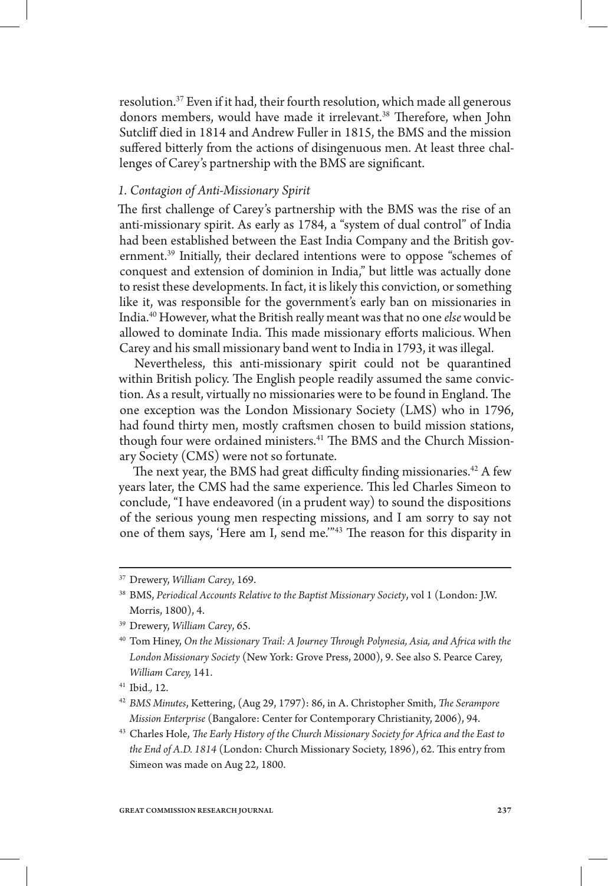resolution.[37] Even if it had, their fourth resolution, which made all generous donors members, would have made it irrelevant.[38] Therefore, when John Sutcliff died in 1814 and Andrew Fuller in 1815, the BMS and the mission suffered bitterly from the actions of disingenuous men. At least three challenges of Carey's partnership with the BMS are significant.

### *1. Contagion of Anti-Missionary Spirit*

The first challenge of Carey's partnership with the BMS was the rise of an anti-missionary spirit. As early as 1784, a "system of dual control" of India had been established between the East India Company and the British government.[39] Initially, their declared intentions were to oppose "schemes of conquest and extension of dominion in India," but little was actually done to resist these developments. In fact, it is likely this conviction, or something like it, was responsible for the government's early ban on missionaries in India.[40] However, what the British really meant was that no one *else* would be allowed to dominate India. This made missionary efforts malicious. When Carey and his small missionary band went to India in 1793, it was illegal.

Nevertheless, this anti-missionary spirit could not be quarantined within British policy. The English people readily assumed the same conviction. As a result, virtually no missionaries were to be found in England. The one exception was the London Missionary Society (LMS) who in 1796, had found thirty men, mostly craftsmen chosen to build mission stations, though four were ordained ministers.[41] The BMS and the Church Missionary Society (CMS) were not so fortunate.

The next year, the BMS had great difficulty finding missionaries.[42] A few years later, the CMS had the same experience. This led Charles Simeon to conclude, "I have endeavored (in a prudent way) to sound the dispositions of the serious young men respecting missions, and I am sorry to say not one of them says, 'Here am I, send me.'"[43] The reason for this disparity in

---

[37] Drewery, *William Carey*, 169.

[38] BMS, *Periodical Accounts Relative to the Baptist Missionary Society*, vol 1 (London: J.W. Morris, 1800), 4.

[39] Drewery, *William Carey*, 65.

[40] Tom Hiney, *On the Missionary Trail: A Journey Through Polynesia, Asia, and Africa with the London Missionary Society* (New York: Grove Press, 2000), 9. See also S. Pearce Carey, *William Carey,* 141.

[41] Ibid., 12.

[42] *BMS Minutes*, Kettering, (Aug 29, 1797): 86, in A. Christopher Smith, *The Serampore Mission Enterprise* (Bangalore: Center for Contemporary Christianity, 2006), 94.

[43] Charles Hole, *The Early History of the Church Missionary Society for Africa and the East to the End of A.D. 1814* (London: Church Missionary Society, 1896), 62. This entry from Simeon was made on Aug 22, 1800.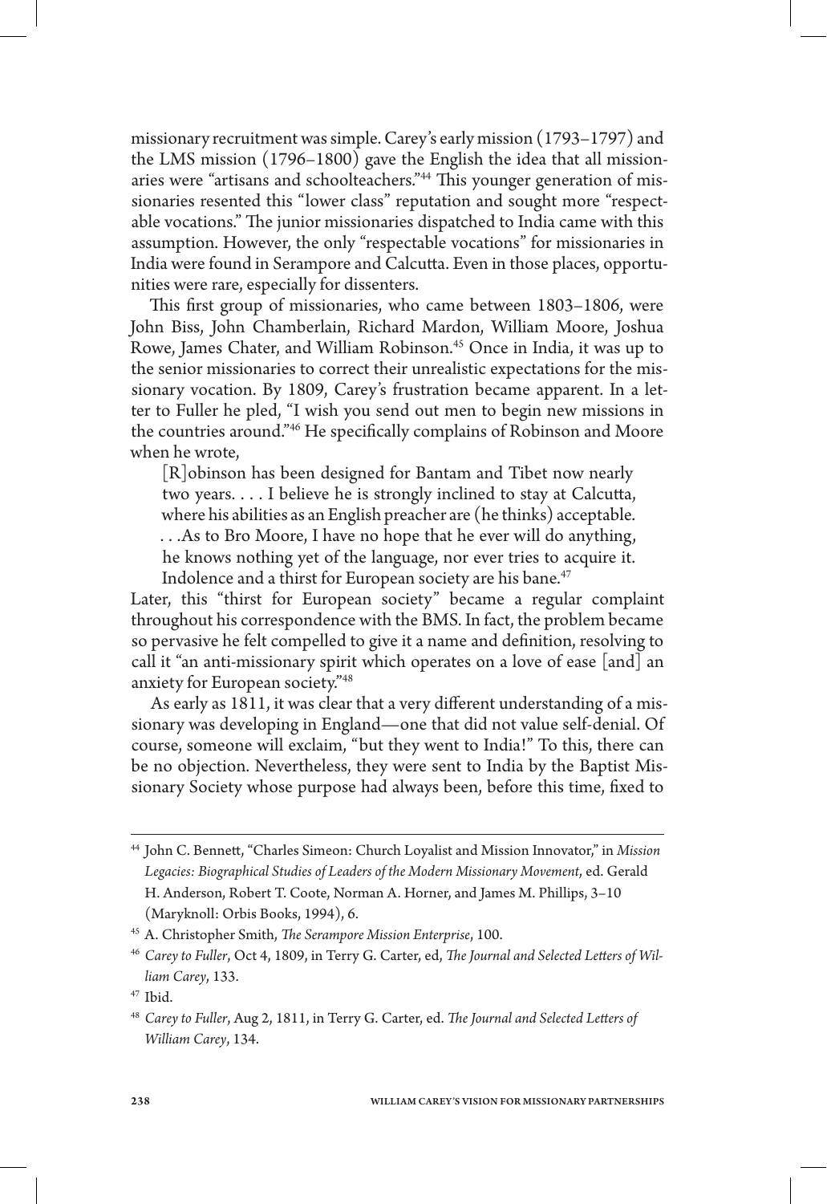missionary recruitment was simple. Carey's early mission (1793–1797) and the LMS mission (1796–1800) gave the English the idea that all missionaries were "artisans and schoolteachers."[44] This younger generation of missionaries resented this "lower class" reputation and sought more "respectable vocations." The junior missionaries dispatched to India came with this assumption. However, the only "respectable vocations" for missionaries in India were found in Serampore and Calcutta. Even in those places, opportunities were rare, especially for dissenters.

This first group of missionaries, who came between 1803–1806, were John Biss, John Chamberlain, Richard Mardon, William Moore, Joshua Rowe, James Chater, and William Robinson.[45] Once in India, it was up to the senior missionaries to correct their unrealistic expectations for the missionary vocation. By 1809, Carey's frustration became apparent. In a letter to Fuller he pled, "I wish you send out men to begin new missions in the countries around."[46] He specifically complains of Robinson and Moore when he wrote,

> [R]obinson has been designed for Bantam and Tibet now nearly two years. . . . I believe he is strongly inclined to stay at Calcutta, where his abilities as an English preacher are (he thinks) acceptable. . . .As to Bro Moore, I have no hope that he ever will do anything, he knows nothing yet of the language, nor ever tries to acquire it. Indolence and a thirst for European society are his bane.[47]

Later, this "thirst for European society" became a regular complaint throughout his correspondence with the BMS. In fact, the problem became so pervasive he felt compelled to give it a name and definition, resolving to call it "an anti-missionary spirit which operates on a love of ease [and] an anxiety for European society."[48]

As early as 1811, it was clear that a very different understanding of a missionary was developing in England—one that did not value self-denial. Of course, someone will exclaim, "but they went to India!" To this, there can be no objection. Nevertheless, they were sent to India by the Baptist Missionary Society whose purpose had always been, before this time, fixed to

---

[44] John C. Bennett, "Charles Simeon: Church Loyalist and Mission Innovator," in *Mission Legacies: Biographical Studies of Leaders of the Modern Missionary Movement*, ed. Gerald H. Anderson, Robert T. Coote, Norman A. Horner, and James M. Phillips, 3–10 (Maryknoll: Orbis Books, 1994), 6.

[45] A. Christopher Smith, *The Serampore Mission Enterprise*, 100.

[46] *Carey to Fuller*, Oct 4, 1809, in Terry G. Carter, ed, *The Journal and Selected Letters of William Carey*, 133.

[47] Ibid.

[48] *Carey to Fuller*, Aug 2, 1811, in Terry G. Carter, ed. *The Journal and Selected Letters of William Carey*, 134.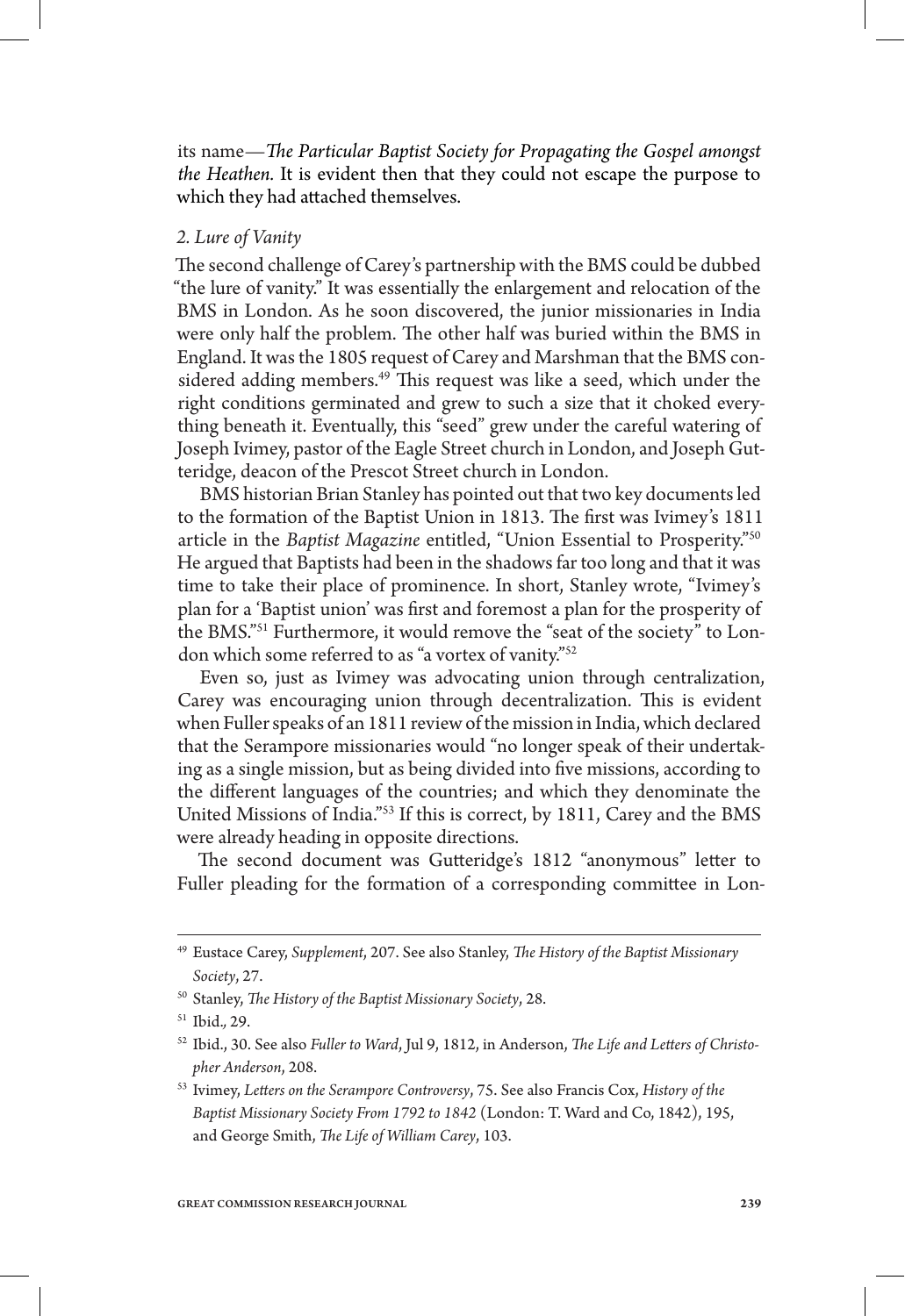its name—*The Particular Baptist Society for Propagating the Gospel amongst the Heathen.* It is evident then that they could not escape the purpose to which they had attached themselves.

*2. Lure of Vanity*

The second challenge of Carey's partnership with the BMS could be dubbed "the lure of vanity." It was essentially the enlargement and relocation of the BMS in London. As he soon discovered, the junior missionaries in India were only half the problem. The other half was buried within the BMS in England. It was the 1805 request of Carey and Marshman that the BMS considered adding members.[49] This request was like a seed, which under the right conditions germinated and grew to such a size that it choked everything beneath it. Eventually, this "seed" grew under the careful watering of Joseph Ivimey, pastor of the Eagle Street church in London, and Joseph Gutteridge, deacon of the Prescot Street church in London.

BMS historian Brian Stanley has pointed out that two key documents led to the formation of the Baptist Union in 1813. The first was Ivimey's 1811 article in the *Baptist Magazine* entitled, "Union Essential to Prosperity."[50] He argued that Baptists had been in the shadows far too long and that it was time to take their place of prominence. In short, Stanley wrote, "Ivimey's plan for a 'Baptist union' was first and foremost a plan for the prosperity of the BMS."[51] Furthermore, it would remove the "seat of the society" to London which some referred to as "a vortex of vanity."[52]

Even so, just as Ivimey was advocating union through centralization, Carey was encouraging union through decentralization. This is evident when Fuller speaks of an 1811 review of the mission in India, which declared that the Serampore missionaries would "no longer speak of their undertaking as a single mission, but as being divided into five missions, according to the different languages of the countries; and which they denominate the United Missions of India."[53] If this is correct, by 1811, Carey and the BMS were already heading in opposite directions.

The second document was Gutteridge's 1812 "anonymous" letter to Fuller pleading for the formation of a corresponding committee in Lon-

---

[49] Eustace Carey, *Supplement*, 207. See also Stanley, *The History of the Baptist Missionary Society*, 27.

[50] Stanley, *The History of the Baptist Missionary Society*, 28.

[51] Ibid., 29.

[52] Ibid., 30. See also *Fuller to Ward*, Jul 9, 1812, in Anderson, *The Life and Letters of Christopher Anderson*, 208.

[53] Ivimey, *Letters on the Serampore Controversy*, 75. See also Francis Cox, *History of the Baptist Missionary Society From 1792 to 1842* (London: T. Ward and Co, 1842), 195, and George Smith, *The Life of William Carey*, 103.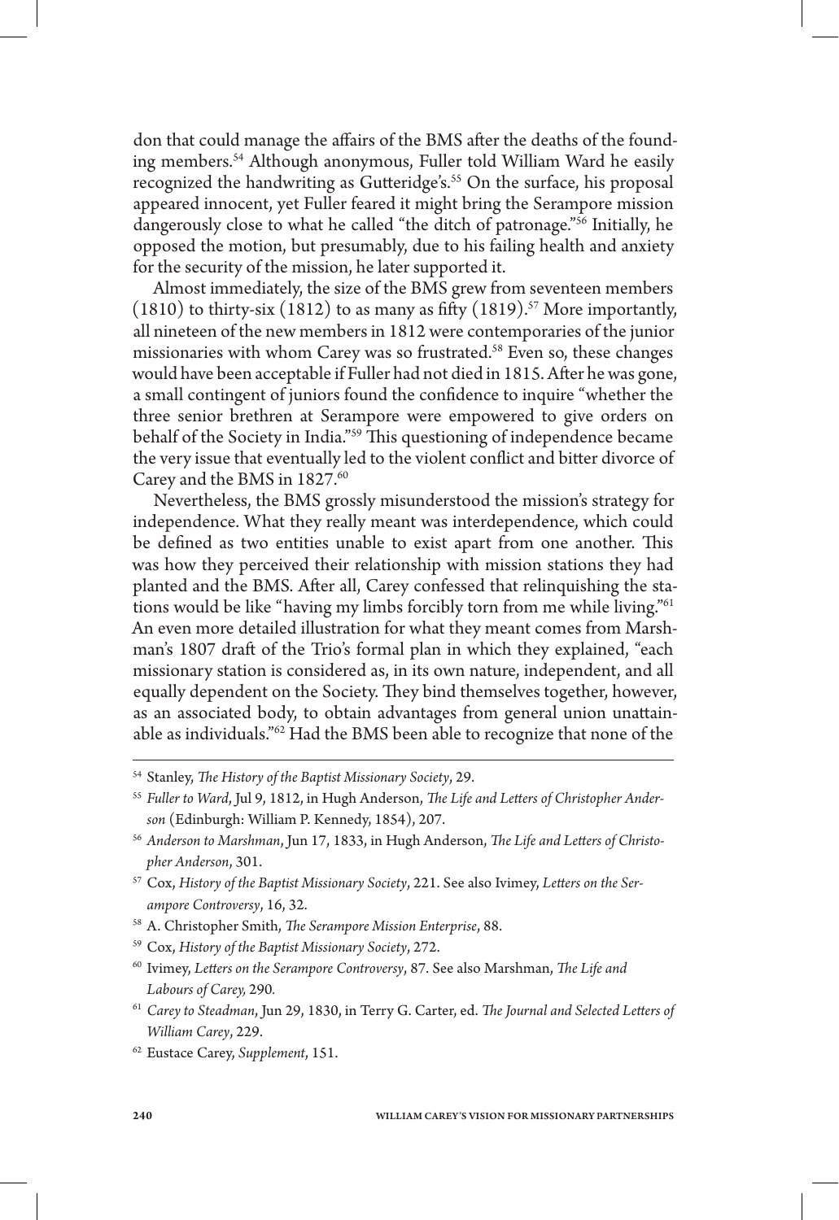don that could manage the affairs of the BMS after the deaths of the founding members.[54] Although anonymous, Fuller told William Ward he easily recognized the handwriting as Gutteridge's.[55] On the surface, his proposal appeared innocent, yet Fuller feared it might bring the Serampore mission dangerously close to what he called "the ditch of patronage."[56] Initially, he opposed the motion, but presumably, due to his failing health and anxiety for the security of the mission, he later supported it.

Almost immediately, the size of the BMS grew from seventeen members (1810) to thirty-six (1812) to as many as fifty (1819).[57] More importantly, all nineteen of the new members in 1812 were contemporaries of the junior missionaries with whom Carey was so frustrated.[58] Even so, these changes would have been acceptable if Fuller had not died in 1815. After he was gone, a small contingent of juniors found the confidence to inquire "whether the three senior brethren at Serampore were empowered to give orders on behalf of the Society in India."[59] This questioning of independence became the very issue that eventually led to the violent conflict and bitter divorce of Carey and the BMS in 1827.[60]

Nevertheless, the BMS grossly misunderstood the mission's strategy for independence. What they really meant was interdependence, which could be defined as two entities unable to exist apart from one another. This was how they perceived their relationship with mission stations they had planted and the BMS. After all, Carey confessed that relinquishing the stations would be like "having my limbs forcibly torn from me while living."[61] An even more detailed illustration for what they meant comes from Marshman's 1807 draft of the Trio's formal plan in which they explained, "each missionary station is considered as, in its own nature, independent, and all equally dependent on the Society. They bind themselves together, however, as an associated body, to obtain advantages from general union unattainable as individuals."[62] Had the BMS been able to recognize that none of the

---

[54] Stanley, *The History of the Baptist Missionary Society*, 29.

[55] *Fuller to Ward*, Jul 9, 1812, in Hugh Anderson, *The Life and Letters of Christopher Anderson* (Edinburgh: William P. Kennedy, 1854), 207.

[56] *Anderson to Marshman*, Jun 17, 1833, in Hugh Anderson, *The Life and Letters of Christopher Anderson*, 301.

[57] Cox, *History of the Baptist Missionary Society*, 221. See also Ivimey, *Letters on the Serampore Controversy*, 16, 32.

[58] A. Christopher Smith, *The Serampore Mission Enterprise*, 88.

[59] Cox, *History of the Baptist Missionary Society*, 272.

[60] Ivimey, *Letters on the Serampore Controversy*, 87. See also Marshman, *The Life and Labours of Carey,* 290*.*

[61] *Carey to Steadman*, Jun 29, 1830, in Terry G. Carter, ed. *The Journal and Selected Letters of William Carey*, 229.

[62] Eustace Carey, *Supplement*, 151.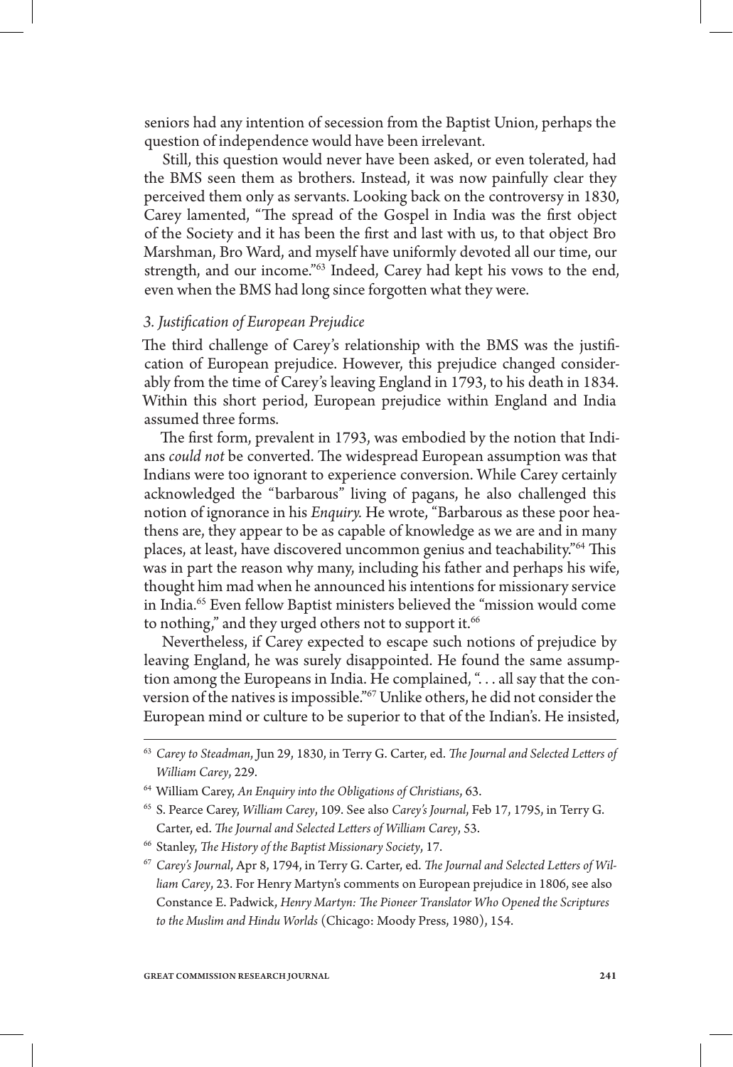seniors had any intention of secession from the Baptist Union, perhaps the question of independence would have been irrelevant.

Still, this question would never have been asked, or even tolerated, had the BMS seen them as brothers. Instead, it was now painfully clear they perceived them only as servants. Looking back on the controversy in 1830, Carey lamented, "The spread of the Gospel in India was the first object of the Society and it has been the first and last with us, to that object Bro Marshman, Bro Ward, and myself have uniformly devoted all our time, our strength, and our income."[63] Indeed, Carey had kept his vows to the end, even when the BMS had long since forgotten what they were.

### *3. Justification of European Prejudice*

The third challenge of Carey's relationship with the BMS was the justification of European prejudice. However, this prejudice changed considerably from the time of Carey's leaving England in 1793, to his death in 1834. Within this short period, European prejudice within England and India assumed three forms.

The first form, prevalent in 1793, was embodied by the notion that Indians *could not* be converted. The widespread European assumption was that Indians were too ignorant to experience conversion. While Carey certainly acknowledged the "barbarous" living of pagans, he also challenged this notion of ignorance in his *Enquiry.* He wrote, "Barbarous as these poor heathens are, they appear to be as capable of knowledge as we are and in many places, at least, have discovered uncommon genius and teachability."[64] This was in part the reason why many, including his father and perhaps his wife, thought him mad when he announced his intentions for missionary service in India.[65] Even fellow Baptist ministers believed the "mission would come to nothing," and they urged others not to support it.[66]

Nevertheless, if Carey expected to escape such notions of prejudice by leaving England, he was surely disappointed. He found the same assumption among the Europeans in India. He complained, ". . . all say that the conversion of the natives is impossible."[67] Unlike others, he did not consider the European mind or culture to be superior to that of the Indian's. He insisted,

---

[63] *Carey to Steadman*, Jun 29, 1830, in Terry G. Carter, ed. *The Journal and Selected Letters of William Carey*, 229.

[64] William Carey, *An Enquiry into the Obligations of Christians*, 63.

[65] S. Pearce Carey, *William Carey*, 109. See also *Carey's Journal*, Feb 17, 1795, in Terry G. Carter, ed. *The Journal and Selected Letters of William Carey*, 53.

[66] Stanley, *The History of the Baptist Missionary Society*, 17.

[67] *Carey's Journal*, Apr 8, 1794, in Terry G. Carter, ed. *The Journal and Selected Letters of William Carey*, 23. For Henry Martyn's comments on European prejudice in 1806, see also Constance E. Padwick, *Henry Martyn: The Pioneer Translator Who Opened the Scriptures to the Muslim and Hindu Worlds* (Chicago: Moody Press, 1980), 154.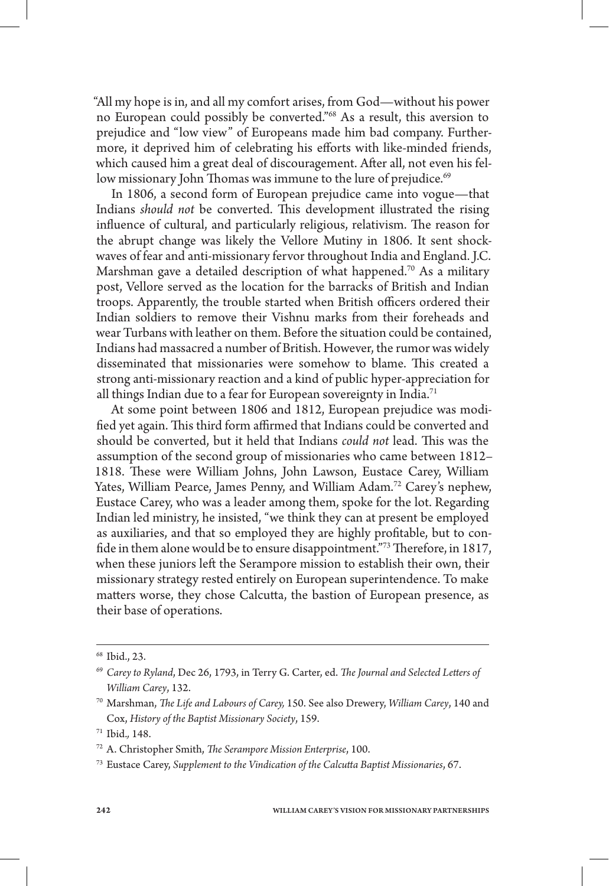"All my hope is in, and all my comfort arises, from God—without his power no European could possibly be converted."[68] As a result, this aversion to prejudice and "low view" of Europeans made him bad company. Furthermore, it deprived him of celebrating his efforts with like-minded friends, which caused him a great deal of discouragement. After all, not even his fellow missionary John Thomas was immune to the lure of prejudice.[69]

In 1806, a second form of European prejudice came into vogue—that Indians *should not* be converted. This development illustrated the rising influence of cultural, and particularly religious, relativism. The reason for the abrupt change was likely the Vellore Mutiny in 1806. It sent shockwaves of fear and anti-missionary fervor throughout India and England. J.C. Marshman gave a detailed description of what happened.[70] As a military post, Vellore served as the location for the barracks of British and Indian troops. Apparently, the trouble started when British officers ordered their Indian soldiers to remove their Vishnu marks from their foreheads and wear Turbans with leather on them. Before the situation could be contained, Indians had massacred a number of British. However, the rumor was widely disseminated that missionaries were somehow to blame. This created a strong anti-missionary reaction and a kind of public hyper-appreciation for all things Indian due to a fear for European sovereignty in India.[71]

At some point between 1806 and 1812, European prejudice was modified yet again. This third form affirmed that Indians could be converted and should be converted, but it held that Indians *could not* lead. This was the assumption of the second group of missionaries who came between 1812–1818. These were William Johns, John Lawson, Eustace Carey, William Yates, William Pearce, James Penny, and William Adam.[72] Carey's nephew, Eustace Carey, who was a leader among them, spoke for the lot. Regarding Indian led ministry, he insisted, "we think they can at present be employed as auxiliaries, and that so employed they are highly profitable, but to confide in them alone would be to ensure disappointment."[73] Therefore, in 1817, when these juniors left the Serampore mission to establish their own, their missionary strategy rested entirely on European superintendence. To make matters worse, they chose Calcutta, the bastion of European presence, as their base of operations.

---

[68] Ibid., 23.

[69] *Carey to Ryland*, Dec 26, 1793, in Terry G. Carter, ed. *The Journal and Selected Letters of William Carey*, 132.

[70] Marshman, *The Life and Labours of Carey,* 150. See also Drewery, *William Carey*, 140 and Cox, *History of the Baptist Missionary Society*, 159.

[71] Ibid.*,* 148.

[72] A. Christopher Smith, *The Serampore Mission Enterprise*, 100.

[73] Eustace Carey, *Supplement to the Vindication of the Calcutta Baptist Missionaries*, 67.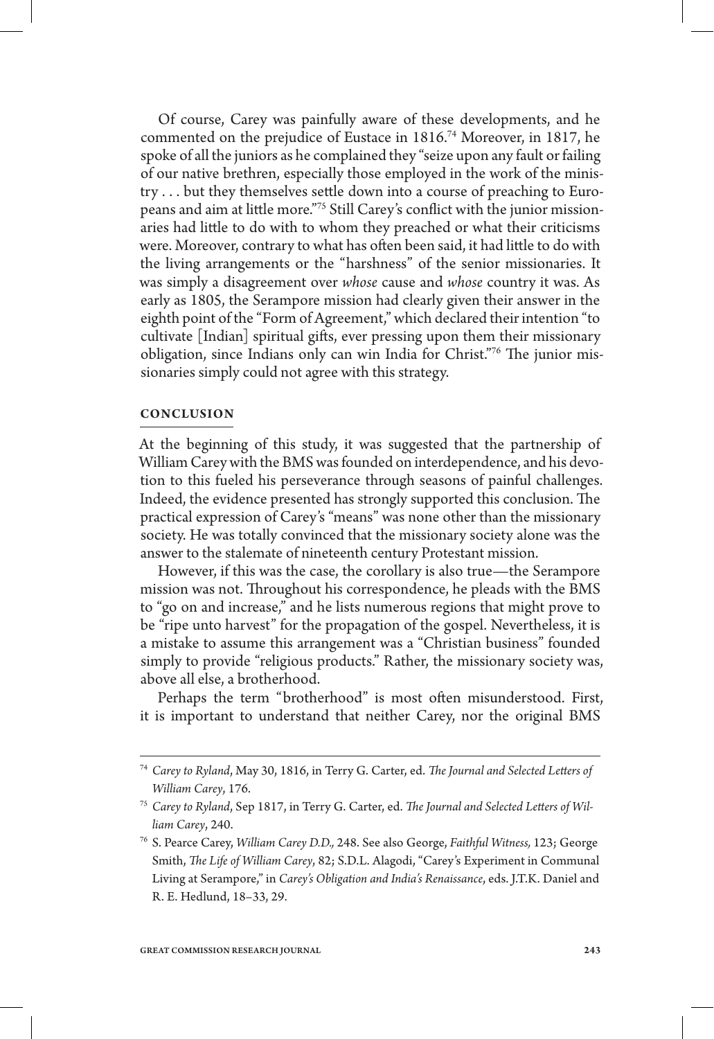Of course, Carey was painfully aware of these developments, and he commented on the prejudice of Eustace in 1816.[74] Moreover, in 1817, he spoke of all the juniors as he complained they "seize upon any fault or failing of our native brethren, especially those employed in the work of the ministry . . . but they themselves settle down into a course of preaching to Europeans and aim at little more."[75] Still Carey's conflict with the junior missionaries had little to do with to whom they preached or what their criticisms were. Moreover, contrary to what has often been said, it had little to do with the living arrangements or the "harshness" of the senior missionaries. It was simply a disagreement over *whose* cause and *whose* country it was. As early as 1805, the Serampore mission had clearly given their answer in the eighth point of the "Form of Agreement," which declared their intention "to cultivate [Indian] spiritual gifts, ever pressing upon them their missionary obligation, since Indians only can win India for Christ."[76] The junior missionaries simply could not agree with this strategy.

## CONCLUSION

At the beginning of this study, it was suggested that the partnership of William Carey with the BMS was founded on interdependence, and his devotion to this fueled his perseverance through seasons of painful challenges. Indeed, the evidence presented has strongly supported this conclusion. The practical expression of Carey's "means" was none other than the missionary society. He was totally convinced that the missionary society alone was the answer to the stalemate of nineteenth century Protestant mission.

However, if this was the case, the corollary is also true—the Serampore mission was not. Throughout his correspondence, he pleads with the BMS to "go on and increase," and he lists numerous regions that might prove to be "ripe unto harvest" for the propagation of the gospel. Nevertheless, it is a mistake to assume this arrangement was a "Christian business" founded simply to provide "religious products." Rather, the missionary society was, above all else, a brotherhood.

Perhaps the term "brotherhood" is most often misunderstood. First, it is important to understand that neither Carey, nor the original BMS

---

[74] *Carey to Ryland*, May 30, 1816, in Terry G. Carter, ed. *The Journal and Selected Letters of William Carey*, 176.

[75] *Carey to Ryland*, Sep 1817, in Terry G. Carter, ed. *The Journal and Selected Letters of William Carey*, 240.

[76] S. Pearce Carey, *William Carey D.D.,* 248. See also George, *Faithful Witness,* 123; George Smith, *The Life of William Carey*, 82; S.D.L. Alagodi, "Carey's Experiment in Communal Living at Serampore," in *Carey's Obligation and India's Renaissance*, eds. J.T.K. Daniel and R. E. Hedlund, 18–33, 29.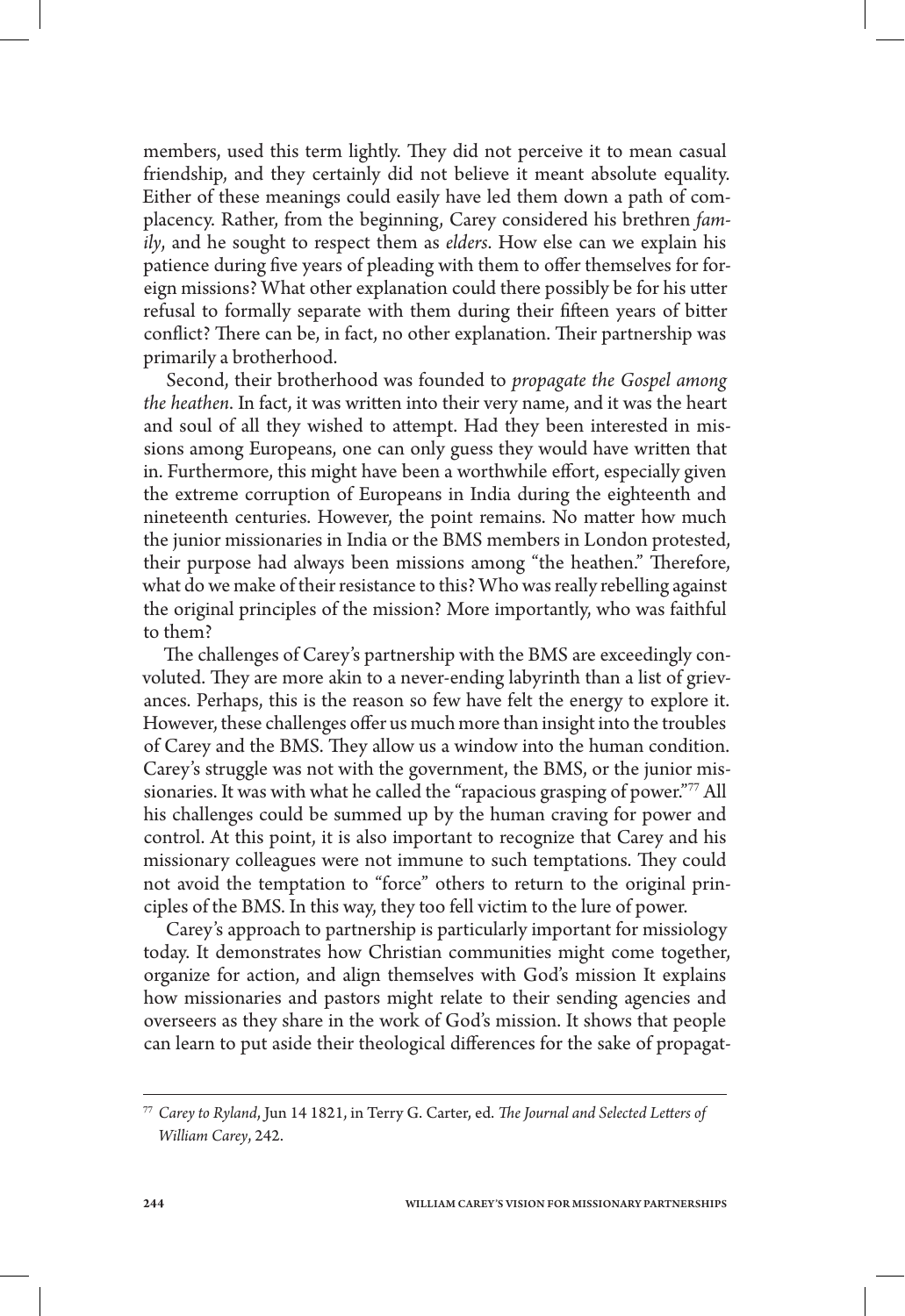members, used this term lightly. They did not perceive it to mean casual friendship, and they certainly did not believe it meant absolute equality. Either of these meanings could easily have led them down a path of complacency. Rather, from the beginning, Carey considered his brethren *family*, and he sought to respect them as *elders*. How else can we explain his patience during five years of pleading with them to offer themselves for foreign missions? What other explanation could there possibly be for his utter refusal to formally separate with them during their fifteen years of bitter conflict? There can be, in fact, no other explanation. Their partnership was primarily a brotherhood.

Second, their brotherhood was founded to *propagate the Gospel among the heathen*. In fact, it was written into their very name, and it was the heart and soul of all they wished to attempt. Had they been interested in missions among Europeans, one can only guess they would have written that in. Furthermore, this might have been a worthwhile effort, especially given the extreme corruption of Europeans in India during the eighteenth and nineteenth centuries. However, the point remains. No matter how much the junior missionaries in India or the BMS members in London protested, their purpose had always been missions among "the heathen." Therefore, what do we make of their resistance to this? Who was really rebelling against the original principles of the mission? More importantly, who was faithful to them?

The challenges of Carey's partnership with the BMS are exceedingly convoluted. They are more akin to a never-ending labyrinth than a list of grievances. Perhaps, this is the reason so few have felt the energy to explore it. However, these challenges offer us much more than insight into the troubles of Carey and the BMS. They allow us a window into the human condition. Carey's struggle was not with the government, the BMS, or the junior missionaries. It was with what he called the "rapacious grasping of power."[77] All his challenges could be summed up by the human craving for power and control. At this point, it is also important to recognize that Carey and his missionary colleagues were not immune to such temptations. They could not avoid the temptation to "force" others to return to the original principles of the BMS. In this way, they too fell victim to the lure of power.

Carey's approach to partnership is particularly important for missiology today. It demonstrates how Christian communities might come together, organize for action, and align themselves with God's mission It explains how missionaries and pastors might relate to their sending agencies and overseers as they share in the work of God's mission. It shows that people can learn to put aside their theological differences for the sake of propagat-

---

[77] *Carey to Ryland*, Jun 14 1821, in Terry G. Carter, ed. *The Journal and Selected Letters of William Carey*, 242.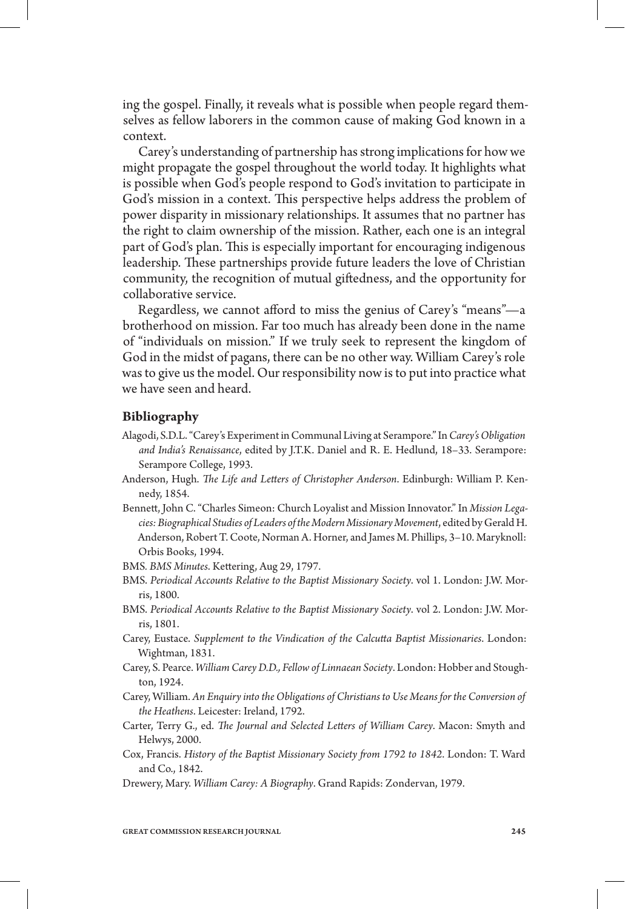ing the gospel. Finally, it reveals what is possible when people regard themselves as fellow laborers in the common cause of making God known in a context.

Carey's understanding of partnership has strong implications for how we might propagate the gospel throughout the world today. It highlights what is possible when God's people respond to God's invitation to participate in God's mission in a context. This perspective helps address the problem of power disparity in missionary relationships. It assumes that no partner has the right to claim ownership of the mission. Rather, each one is an integral part of God's plan. This is especially important for encouraging indigenous leadership. These partnerships provide future leaders the love of Christian community, the recognition of mutual giftedness, and the opportunity for collaborative service.

Regardless, we cannot afford to miss the genius of Carey's "means"—a brotherhood on mission. Far too much has already been done in the name of "individuals on mission." If we truly seek to represent the kingdom of God in the midst of pagans, there can be no other way. William Carey's role was to give us the model. Our responsibility now is to put into practice what we have seen and heard.

## Bibliography

Alagodi, S.D.L. "Carey's Experiment in Communal Living at Serampore." In *Carey's Obligation and India's Renaissance*, edited by J.T.K. Daniel and R. E. Hedlund, 18–33. Serampore: Serampore College, 1993.

Anderson, Hugh. *The Life and Letters of Christopher Anderson*. Edinburgh: William P. Kennedy, 1854.

Bennett, John C. "Charles Simeon: Church Loyalist and Mission Innovator." In *Mission Legacies: Biographical Studies of Leaders of the Modern Missionary Movement*, edited by Gerald H. Anderson, Robert T. Coote, Norman A. Horner, and James M. Phillips, 3–10. Maryknoll: Orbis Books, 1994.

BMS. *BMS Minutes*. Kettering, Aug 29, 1797.

BMS. *Periodical Accounts Relative to the Baptist Missionary Society*. vol 1. London: J.W. Morris, 1800.

BMS. *Periodical Accounts Relative to the Baptist Missionary Society*. vol 2. London: J.W. Morris, 1801.

Carey, Eustace. *Supplement to the Vindication of the Calcutta Baptist Missionaries*. London: Wightman, 1831.

Carey, S. Pearce. *William Carey D.D., Fellow of Linnaean Society*. London: Hobber and Stoughton, 1924.

Carey, William. *An Enquiry into the Obligations of Christians to Use Means for the Conversion of the Heathens*. Leicester: Ireland, 1792.

Carter, Terry G., ed. *The Journal and Selected Letters of William Carey*. Macon: Smyth and Helwys, 2000.

Cox, Francis. *History of the Baptist Missionary Society from 1792 to 1842*. London: T. Ward and Co., 1842.

Drewery, Mary. *William Carey: A Biography*. Grand Rapids: Zondervan, 1979.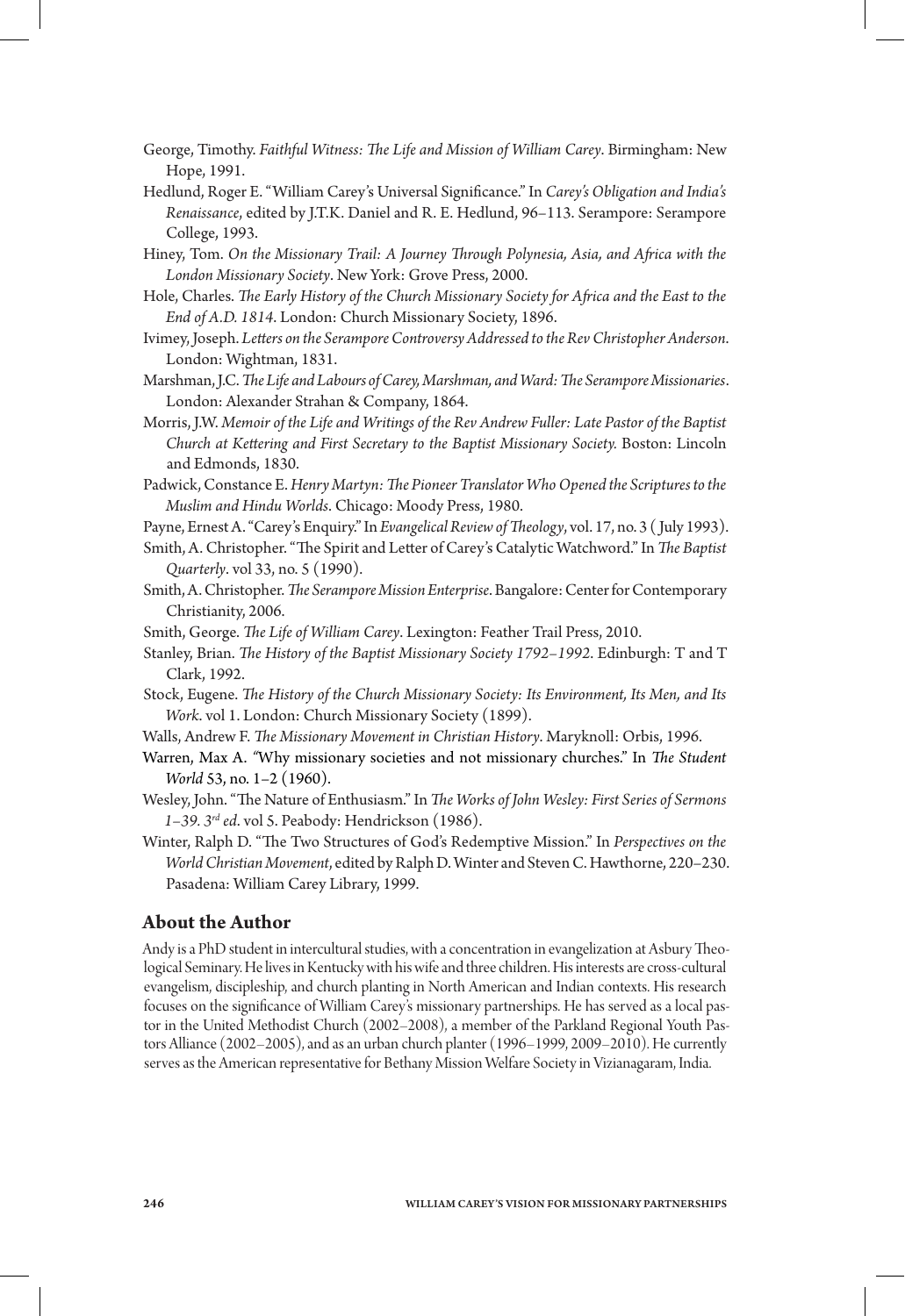George, Timothy. *Faithful Witness: The Life and Mission of William Carey*. Birmingham: New Hope, 1991.

Hedlund, Roger E. "William Carey's Universal Significance." In *Carey's Obligation and India's Renaissance*, edited by J.T.K. Daniel and R. E. Hedlund, 96–113. Serampore: Serampore College, 1993.

Hiney, Tom. *On the Missionary Trail: A Journey Through Polynesia, Asia, and Africa with the London Missionary Society*. New York: Grove Press, 2000.

Hole, Charles. *The Early History of the Church Missionary Society for Africa and the East to the End of A.D. 1814*. London: Church Missionary Society, 1896.

Ivimey, Joseph. *Letters on the Serampore Controversy Addressed to the Rev Christopher Anderson.* London: Wightman, 1831.

Marshman, J.C. *The Life and Labours of Carey, Marshman, and Ward: The Serampore Missionaries*. London: Alexander Strahan & Company, 1864.

Morris, J.W. *Memoir of the Life and Writings of the Rev Andrew Fuller: Late Pastor of the Baptist Church at Kettering and First Secretary to the Baptist Missionary Society.* Boston: Lincoln and Edmonds, 1830.

Padwick, Constance E. *Henry Martyn: The Pioneer Translator Who Opened the Scriptures to the Muslim and Hindu Worlds*. Chicago: Moody Press, 1980.

Payne, Ernest A. "Carey's Enquiry." In *Evangelical Review of Theology*, vol. 17, no. 3 ( July 1993).

Smith, A. Christopher. "The Spirit and Letter of Carey's Catalytic Watchword." In *The Baptist Quarterly*. vol 33, no. 5 (1990).

Smith, A. Christopher. *The Serampore Mission Enterprise*. Bangalore: Center for Contemporary Christianity, 2006.

Smith, George. *The Life of William Carey*. Lexington: Feather Trail Press, 2010.

Stanley, Brian. *The History of the Baptist Missionary Society 1792–1992*. Edinburgh: T and T Clark, 1992.

Stock, Eugene. *The History of the Church Missionary Society: Its Environment, Its Men, and Its Work*. vol 1. London: Church Missionary Society (1899).

Walls, Andrew F. *The Missionary Movement in Christian History*. Maryknoll: Orbis, 1996.

Warren, Max A. "Why missionary societies and not missionary churches." In *The Student World* 53, no. 1–2 (1960).

Wesley, John. "The Nature of Enthusiasm." In *The Works of John Wesley: First Series of Sermons 1–39. 3rd ed*. vol 5. Peabody: Hendrickson (1986).

Winter, Ralph D. "The Two Structures of God's Redemptive Mission." In *Perspectives on the World Christian Movement*, edited by Ralph D. Winter and Steven C. Hawthorne, 220–230. Pasadena: William Carey Library, 1999.

## About the Author

Andy is a PhD student in intercultural studies, with a concentration in evangelization at Asbury Theological Seminary. He lives in Kentucky with his wife and three children. His interests are cross-cultural evangelism, discipleship, and church planting in North American and Indian contexts. His research focuses on the significance of William Carey's missionary partnerships. He has served as a local pastor in the United Methodist Church (2002–2008), a member of the Parkland Regional Youth Pastors Alliance (2002–2005), and as an urban church planter (1996–1999, 2009–2010). He currently serves as the American representative for Bethany Mission Welfare Society in Vizianagaram, India.